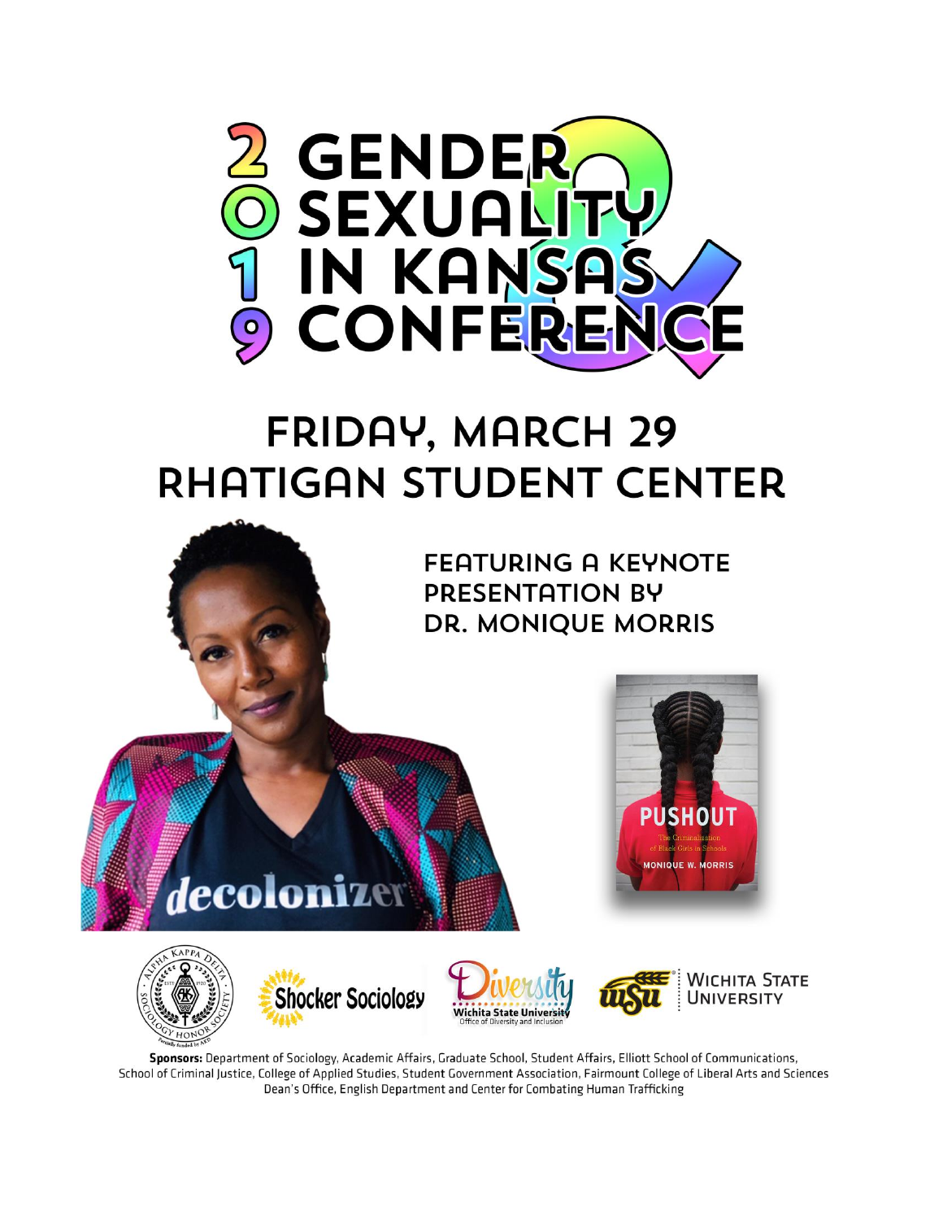# 2019 Gender & Sexuality in Kansas Conference

## Friday, March 29
## Rhatigan Student Center

### Featuring a keynote presentation by Dr. Monique Morris

decolonizer

PUSHOUT

The Criminalization of Black Girls in Schools

MONIQUE W. MORRIS

Alpha Kappa Delta Sociology Honor Society

Shocker Sociology

Diversity — Wichita State University Office of Diversity and Inclusion

WSU Wichita State University

**Sponsors:** Department of Sociology, Academic Affairs, Graduate School, Student Affairs, Elliott School of Communications, School of Criminal Justice, College of Applied Studies, Student Government Association, Fairmount College of Liberal Arts and Sciences Dean's Office, English Department and Center for Combating Human Trafficking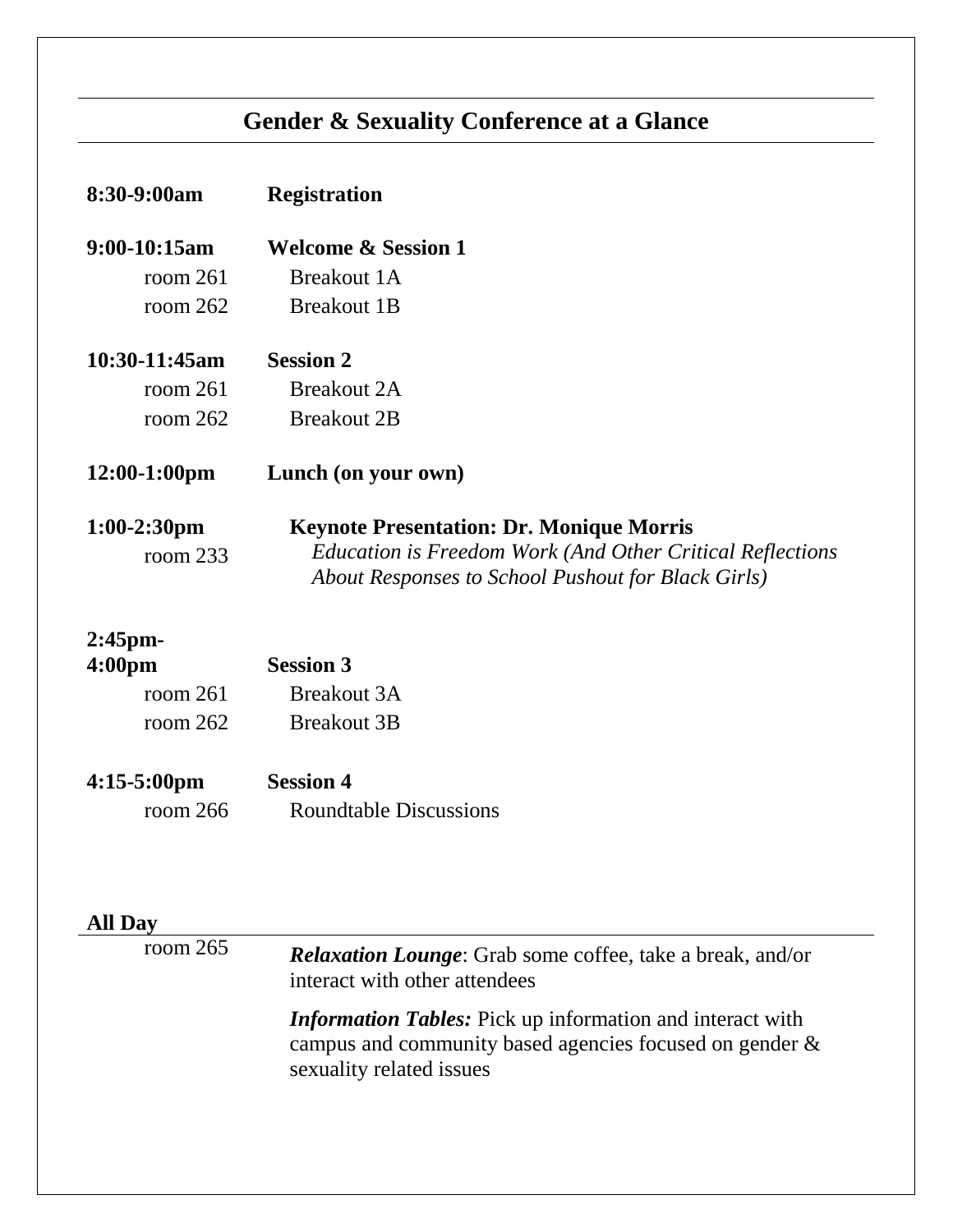## Gender & Sexuality Conference at a Glance

| | |
|---|---|
| **8:30-9:00am** | **Registration** |
| **9:00-10:15am** | **Welcome & Session 1** |
| room 261 | Breakout 1A |
| room 262 | Breakout 1B |
| **10:30-11:45am** | **Session 2** |
| room 261 | Breakout 2A |
| room 262 | Breakout 2B |
| **12:00-1:00pm** | **Lunch (on your own)** |
| **1:00-2:30pm** | **Keynote Presentation: Dr. Monique Morris** |
| room 233 | *Education is Freedom Work (And Other Critical Reflections About Responses to School Pushout for Black Girls)* |
| **2:45pm-4:00pm** | **Session 3** |
| room 261 | Breakout 3A |
| room 262 | Breakout 3B |
| **4:15-5:00pm** | **Session 4** |
| room 266 | Roundtable Discussions |

**All Day**

room 265

***Relaxation Lounge***: Grab some coffee, take a break, and/or interact with other attendees

***Information Tables:*** Pick up information and interact with campus and community based agencies focused on gender & sexuality related issues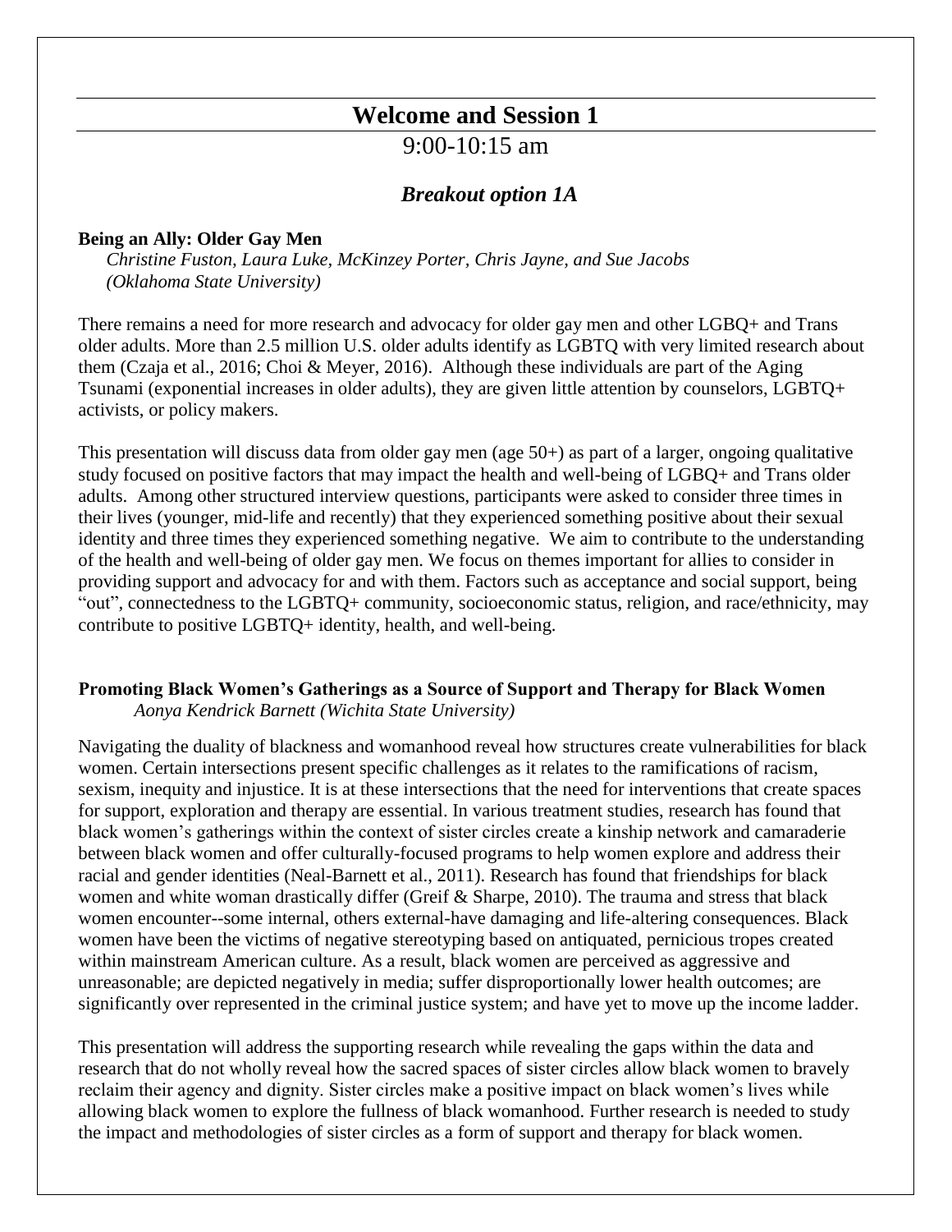## Welcome and Session 1

9:00-10:15 am

### *Breakout option 1A*

**Being an Ally: Older Gay Men**

*Christine Fuston, Laura Luke, McKinzey Porter, Chris Jayne, and Sue Jacobs (Oklahoma State University)*

There remains a need for more research and advocacy for older gay men and other LGBQ+ and Trans older adults. More than 2.5 million U.S. older adults identify as LGBTQ with very limited research about them (Czaja et al., 2016; Choi & Meyer, 2016). Although these individuals are part of the Aging Tsunami (exponential increases in older adults), they are given little attention by counselors, LGBTQ+ activists, or policy makers.

This presentation will discuss data from older gay men (age 50+) as part of a larger, ongoing qualitative study focused on positive factors that may impact the health and well-being of LGBQ+ and Trans older adults. Among other structured interview questions, participants were asked to consider three times in their lives (younger, mid-life and recently) that they experienced something positive about their sexual identity and three times they experienced something negative. We aim to contribute to the understanding of the health and well-being of older gay men. We focus on themes important for allies to consider in providing support and advocacy for and with them. Factors such as acceptance and social support, being "out", connectedness to the LGBTQ+ community, socioeconomic status, religion, and race/ethnicity, may contribute to positive LGBTQ+ identity, health, and well-being.

**Promoting Black Women's Gatherings as a Source of Support and Therapy for Black Women**

*Aonya Kendrick Barnett (Wichita State University)*

Navigating the duality of blackness and womanhood reveal how structures create vulnerabilities for black women. Certain intersections present specific challenges as it relates to the ramifications of racism, sexism, inequity and injustice. It is at these intersections that the need for interventions that create spaces for support, exploration and therapy are essential. In various treatment studies, research has found that black women's gatherings within the context of sister circles create a kinship network and camaraderie between black women and offer culturally-focused programs to help women explore and address their racial and gender identities (Neal-Barnett et al., 2011). Research has found that friendships for black women and white woman drastically differ (Greif & Sharpe, 2010). The trauma and stress that black women encounter--some internal, others external-have damaging and life-altering consequences. Black women have been the victims of negative stereotyping based on antiquated, pernicious tropes created within mainstream American culture. As a result, black women are perceived as aggressive and unreasonable; are depicted negatively in media; suffer disproportionally lower health outcomes; are significantly over represented in the criminal justice system; and have yet to move up the income ladder.

This presentation will address the supporting research while revealing the gaps within the data and research that do not wholly reveal how the sacred spaces of sister circles allow black women to bravely reclaim their agency and dignity. Sister circles make a positive impact on black women's lives while allowing black women to explore the fullness of black womanhood. Further research is needed to study the impact and methodologies of sister circles as a form of support and therapy for black women.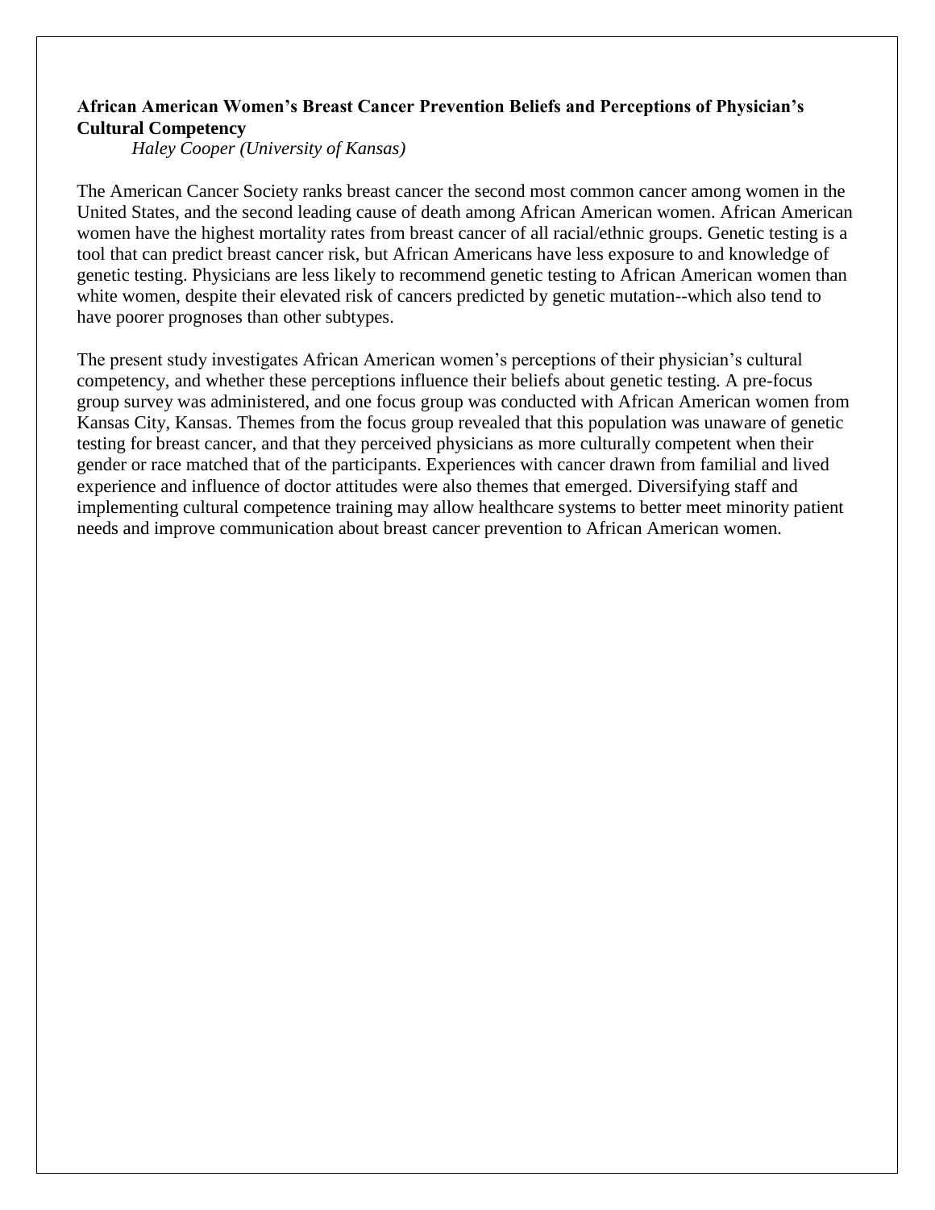**African American Women's Breast Cancer Prevention Beliefs and Perceptions of Physician's Cultural Competency**

*Haley Cooper (University of Kansas)*

The American Cancer Society ranks breast cancer the second most common cancer among women in the United States, and the second leading cause of death among African American women. African American women have the highest mortality rates from breast cancer of all racial/ethnic groups. Genetic testing is a tool that can predict breast cancer risk, but African Americans have less exposure to and knowledge of genetic testing. Physicians are less likely to recommend genetic testing to African American women than white women, despite their elevated risk of cancers predicted by genetic mutation--which also tend to have poorer prognoses than other subtypes.

The present study investigates African American women's perceptions of their physician's cultural competency, and whether these perceptions influence their beliefs about genetic testing. A pre-focus group survey was administered, and one focus group was conducted with African American women from Kansas City, Kansas. Themes from the focus group revealed that this population was unaware of genetic testing for breast cancer, and that they perceived physicians as more culturally competent when their gender or race matched that of the participants. Experiences with cancer drawn from familial and lived experience and influence of doctor attitudes were also themes that emerged. Diversifying staff and implementing cultural competence training may allow healthcare systems to better meet minority patient needs and improve communication about breast cancer prevention to African American women.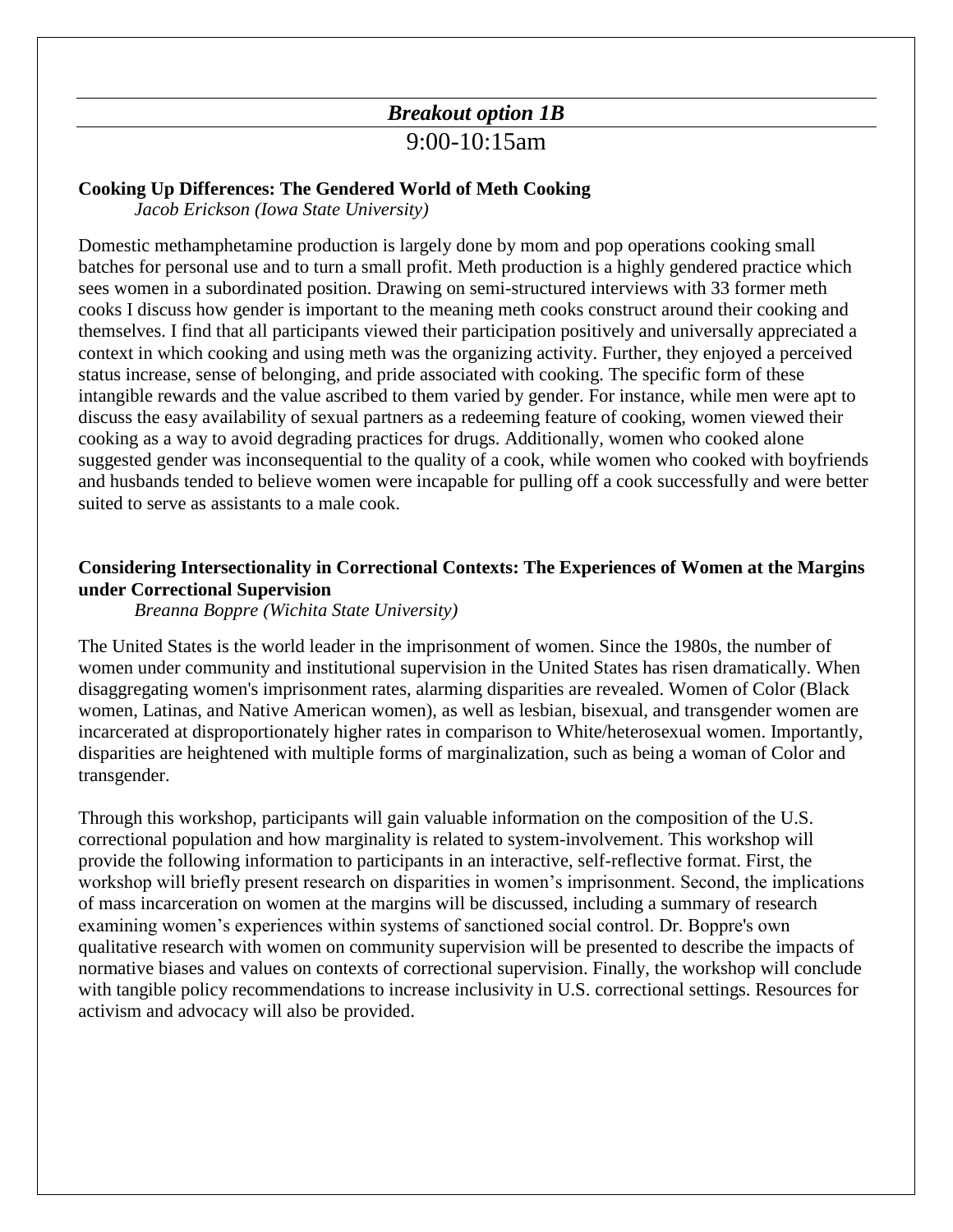## *Breakout option 1B*

9:00-10:15am

**Cooking Up Differences: The Gendered World of Meth Cooking**

*Jacob Erickson (Iowa State University)*

Domestic methamphetamine production is largely done by mom and pop operations cooking small batches for personal use and to turn a small profit. Meth production is a highly gendered practice which sees women in a subordinated position. Drawing on semi-structured interviews with 33 former meth cooks I discuss how gender is important to the meaning meth cooks construct around their cooking and themselves. I find that all participants viewed their participation positively and universally appreciated a context in which cooking and using meth was the organizing activity. Further, they enjoyed a perceived status increase, sense of belonging, and pride associated with cooking. The specific form of these intangible rewards and the value ascribed to them varied by gender. For instance, while men were apt to discuss the easy availability of sexual partners as a redeeming feature of cooking, women viewed their cooking as a way to avoid degrading practices for drugs. Additionally, women who cooked alone suggested gender was inconsequential to the quality of a cook, while women who cooked with boyfriends and husbands tended to believe women were incapable for pulling off a cook successfully and were better suited to serve as assistants to a male cook.

**Considering Intersectionality in Correctional Contexts: The Experiences of Women at the Margins under Correctional Supervision**

*Breanna Boppre (Wichita State University)*

The United States is the world leader in the imprisonment of women. Since the 1980s, the number of women under community and institutional supervision in the United States has risen dramatically. When disaggregating women's imprisonment rates, alarming disparities are revealed. Women of Color (Black women, Latinas, and Native American women), as well as lesbian, bisexual, and transgender women are incarcerated at disproportionately higher rates in comparison to White/heterosexual women. Importantly, disparities are heightened with multiple forms of marginalization, such as being a woman of Color and transgender.

Through this workshop, participants will gain valuable information on the composition of the U.S. correctional population and how marginality is related to system-involvement. This workshop will provide the following information to participants in an interactive, self-reflective format. First, the workshop will briefly present research on disparities in women's imprisonment. Second, the implications of mass incarceration on women at the margins will be discussed, including a summary of research examining women's experiences within systems of sanctioned social control. Dr. Boppre's own qualitative research with women on community supervision will be presented to describe the impacts of normative biases and values on contexts of correctional supervision. Finally, the workshop will conclude with tangible policy recommendations to increase inclusivity in U.S. correctional settings. Resources for activism and advocacy will also be provided.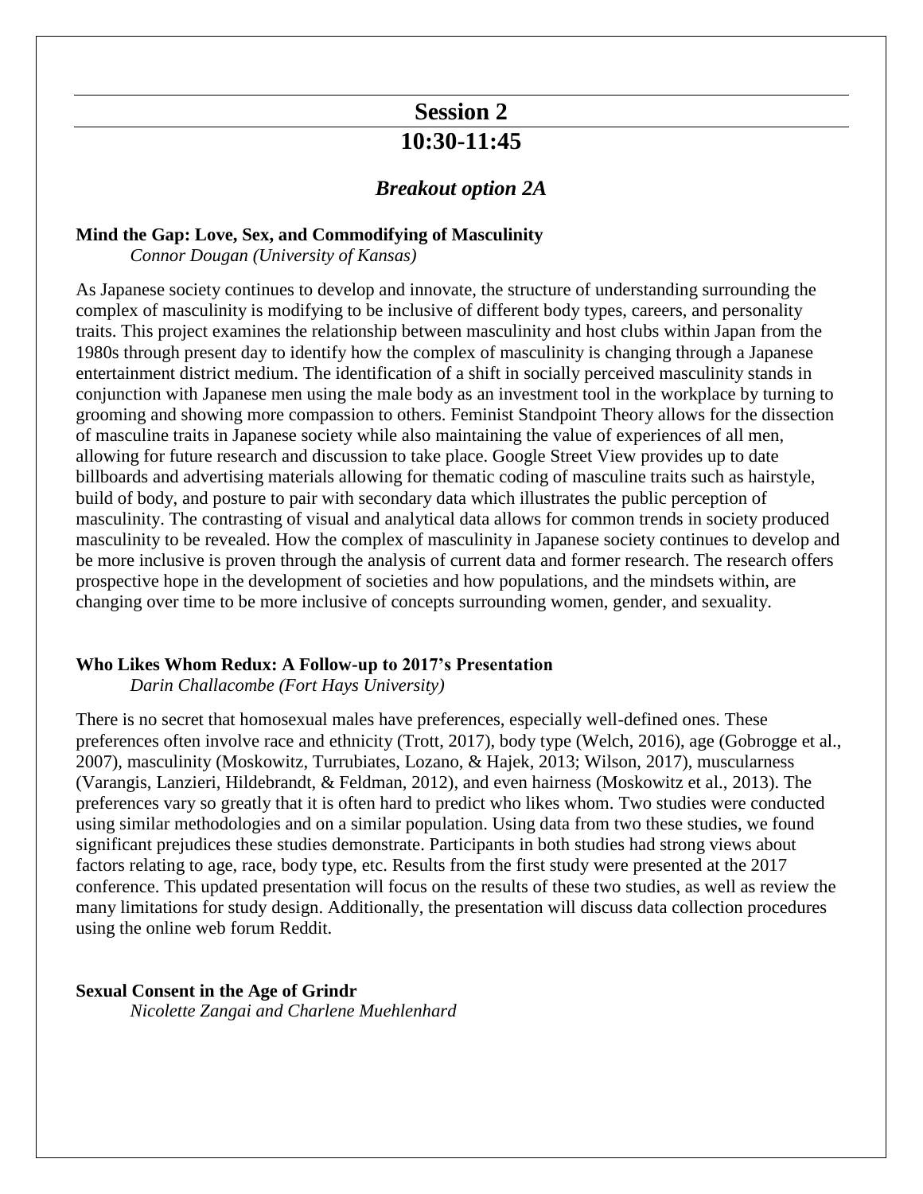## Session 2

## 10:30-11:45

### *Breakout option 2A*

**Mind the Gap: Love, Sex, and Commodifying of Masculinity**

*Connor Dougan (University of Kansas)*

As Japanese society continues to develop and innovate, the structure of understanding surrounding the complex of masculinity is modifying to be inclusive of different body types, careers, and personality traits. This project examines the relationship between masculinity and host clubs within Japan from the 1980s through present day to identify how the complex of masculinity is changing through a Japanese entertainment district medium. The identification of a shift in socially perceived masculinity stands in conjunction with Japanese men using the male body as an investment tool in the workplace by turning to grooming and showing more compassion to others. Feminist Standpoint Theory allows for the dissection of masculine traits in Japanese society while also maintaining the value of experiences of all men, allowing for future research and discussion to take place. Google Street View provides up to date billboards and advertising materials allowing for thematic coding of masculine traits such as hairstyle, build of body, and posture to pair with secondary data which illustrates the public perception of masculinity. The contrasting of visual and analytical data allows for common trends in society produced masculinity to be revealed. How the complex of masculinity in Japanese society continues to develop and be more inclusive is proven through the analysis of current data and former research. The research offers prospective hope in the development of societies and how populations, and the mindsets within, are changing over time to be more inclusive of concepts surrounding women, gender, and sexuality.

**Who Likes Whom Redux: A Follow-up to 2017's Presentation**

*Darin Challacombe (Fort Hays University)*

There is no secret that homosexual males have preferences, especially well-defined ones. These preferences often involve race and ethnicity (Trott, 2017), body type (Welch, 2016), age (Gobrogge et al., 2007), masculinity (Moskowitz, Turrubiates, Lozano, & Hajek, 2013; Wilson, 2017), muscularness (Varangis, Lanzieri, Hildebrandt, & Feldman, 2012), and even hairness (Moskowitz et al., 2013). The preferences vary so greatly that it is often hard to predict who likes whom. Two studies were conducted using similar methodologies and on a similar population. Using data from two these studies, we found significant prejudices these studies demonstrate. Participants in both studies had strong views about factors relating to age, race, body type, etc. Results from the first study were presented at the 2017 conference. This updated presentation will focus on the results of these two studies, as well as review the many limitations for study design. Additionally, the presentation will discuss data collection procedures using the online web forum Reddit.

**Sexual Consent in the Age of Grindr**

*Nicolette Zangai and Charlene Muehlenhard*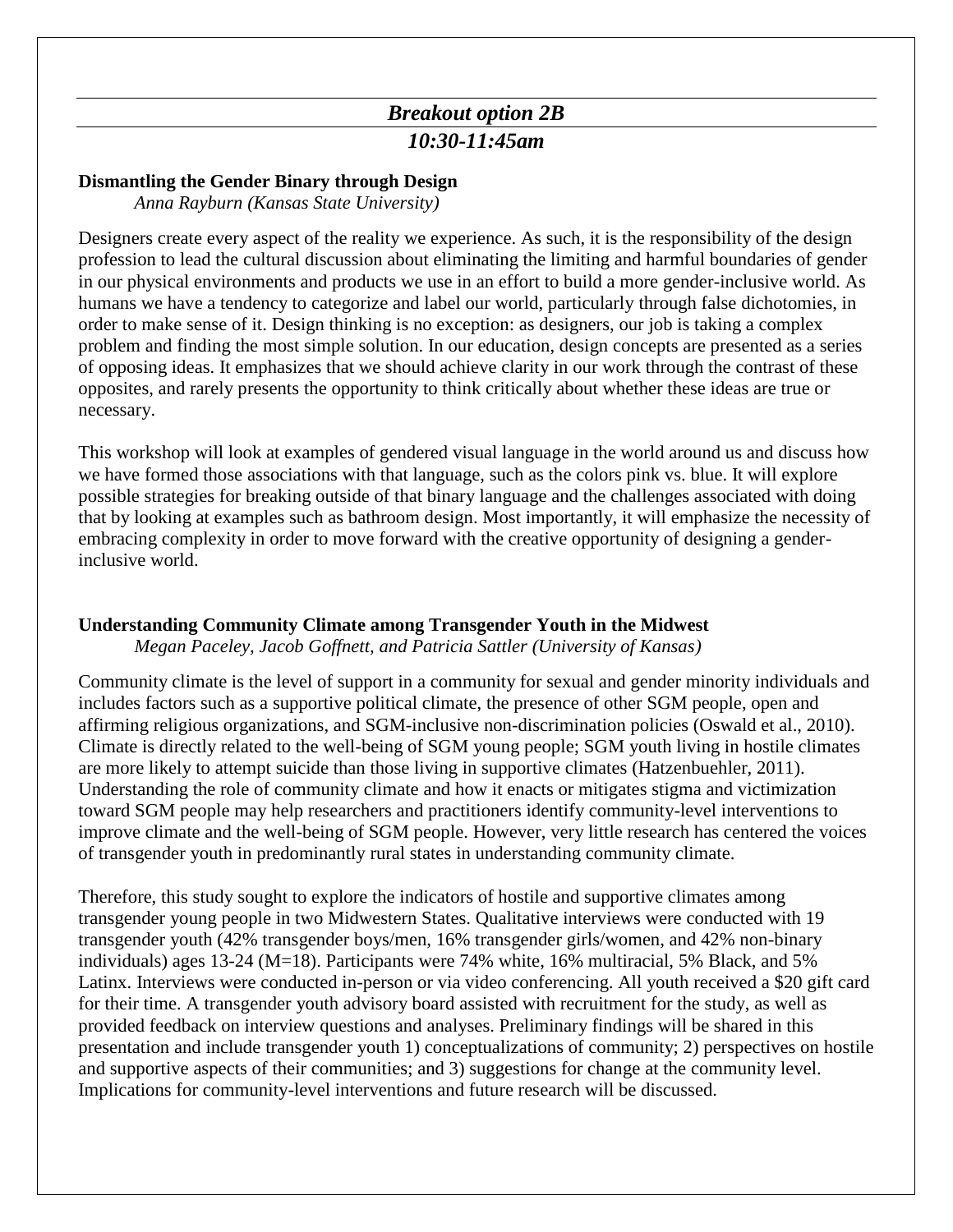## *Breakout option 2B*

## *10:30-11:45am*

**Dismantling the Gender Binary through Design**

*Anna Rayburn (Kansas State University)*

Designers create every aspect of the reality we experience. As such, it is the responsibility of the design profession to lead the cultural discussion about eliminating the limiting and harmful boundaries of gender in our physical environments and products we use in an effort to build a more gender-inclusive world. As humans we have a tendency to categorize and label our world, particularly through false dichotomies, in order to make sense of it. Design thinking is no exception: as designers, our job is taking a complex problem and finding the most simple solution. In our education, design concepts are presented as a series of opposing ideas. It emphasizes that we should achieve clarity in our work through the contrast of these opposites, and rarely presents the opportunity to think critically about whether these ideas are true or necessary.

This workshop will look at examples of gendered visual language in the world around us and discuss how we have formed those associations with that language, such as the colors pink vs. blue. It will explore possible strategies for breaking outside of that binary language and the challenges associated with doing that by looking at examples such as bathroom design. Most importantly, it will emphasize the necessity of embracing complexity in order to move forward with the creative opportunity of designing a gender-inclusive world.

**Understanding Community Climate among Transgender Youth in the Midwest**

*Megan Paceley, Jacob Goffnett, and Patricia Sattler (University of Kansas)*

Community climate is the level of support in a community for sexual and gender minority individuals and includes factors such as a supportive political climate, the presence of other SGM people, open and affirming religious organizations, and SGM-inclusive non-discrimination policies (Oswald et al., 2010). Climate is directly related to the well-being of SGM young people; SGM youth living in hostile climates are more likely to attempt suicide than those living in supportive climates (Hatzenbuehler, 2011). Understanding the role of community climate and how it enacts or mitigates stigma and victimization toward SGM people may help researchers and practitioners identify community-level interventions to improve climate and the well-being of SGM people. However, very little research has centered the voices of transgender youth in predominantly rural states in understanding community climate.

Therefore, this study sought to explore the indicators of hostile and supportive climates among transgender young people in two Midwestern States. Qualitative interviews were conducted with 19 transgender youth (42% transgender boys/men, 16% transgender girls/women, and 42% non-binary individuals) ages 13-24 (M=18). Participants were 74% white, 16% multiracial, 5% Black, and 5% Latinx. Interviews were conducted in-person or via video conferencing. All youth received a $20 gift card for their time. A transgender youth advisory board assisted with recruitment for the study, as well as provided feedback on interview questions and analyses. Preliminary findings will be shared in this presentation and include transgender youth 1) conceptualizations of community; 2) perspectives on hostile and supportive aspects of their communities; and 3) suggestions for change at the community level. Implications for community-level interventions and future research will be discussed.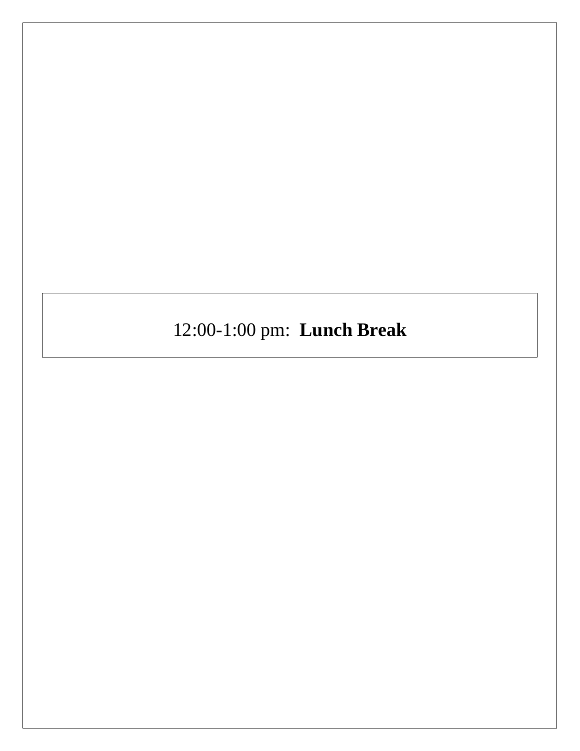12:00-1:00 pm: **Lunch Break**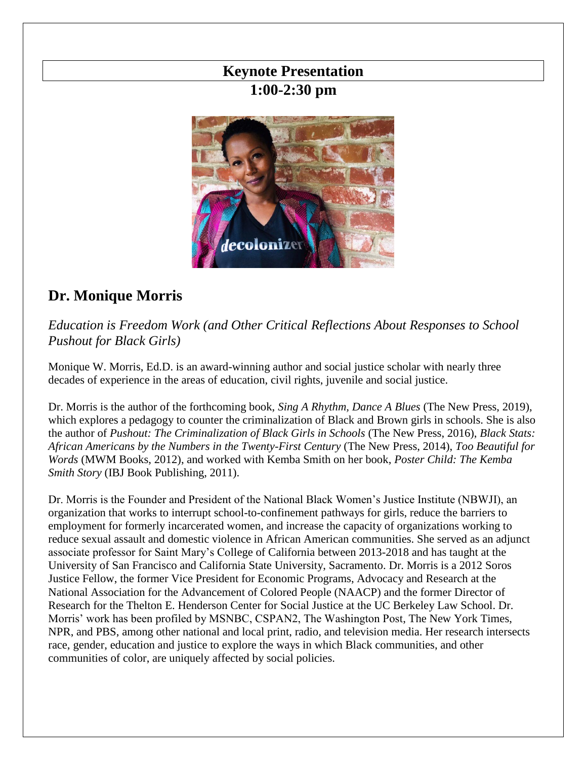# Keynote Presentation

## 1:00-2:30 pm

## Dr. Monique Morris

*Education is Freedom Work (and Other Critical Reflections About Responses to School Pushout for Black Girls)*

Monique W. Morris, Ed.D. is an award-winning author and social justice scholar with nearly three decades of experience in the areas of education, civil rights, juvenile and social justice.

Dr. Morris is the author of the forthcoming book, *Sing A Rhythm, Dance A Blues* (The New Press, 2019), which explores a pedagogy to counter the criminalization of Black and Brown girls in schools. She is also the author of *Pushout: The Criminalization of Black Girls in Schools* (The New Press, 2016), *Black Stats: African Americans by the Numbers in the Twenty-First Century* (The New Press, 2014), *Too Beautiful for Words* (MWM Books, 2012), and worked with Kemba Smith on her book, *Poster Child: The Kemba Smith Story* (IBJ Book Publishing, 2011).

Dr. Morris is the Founder and President of the National Black Women's Justice Institute (NBWJI), an organization that works to interrupt school-to-confinement pathways for girls, reduce the barriers to employment for formerly incarcerated women, and increase the capacity of organizations working to reduce sexual assault and domestic violence in African American communities. She served as an adjunct associate professor for Saint Mary's College of California between 2013-2018 and has taught at the University of San Francisco and California State University, Sacramento. Dr. Morris is a 2012 Soros Justice Fellow, the former Vice President for Economic Programs, Advocacy and Research at the National Association for the Advancement of Colored People (NAACP) and the former Director of Research for the Thelton E. Henderson Center for Social Justice at the UC Berkeley Law School. Dr. Morris' work has been profiled by MSNBC, CSPAN2, The Washington Post, The New York Times, NPR, and PBS, among other national and local print, radio, and television media. Her research intersects race, gender, education and justice to explore the ways in which Black communities, and other communities of color, are uniquely affected by social policies.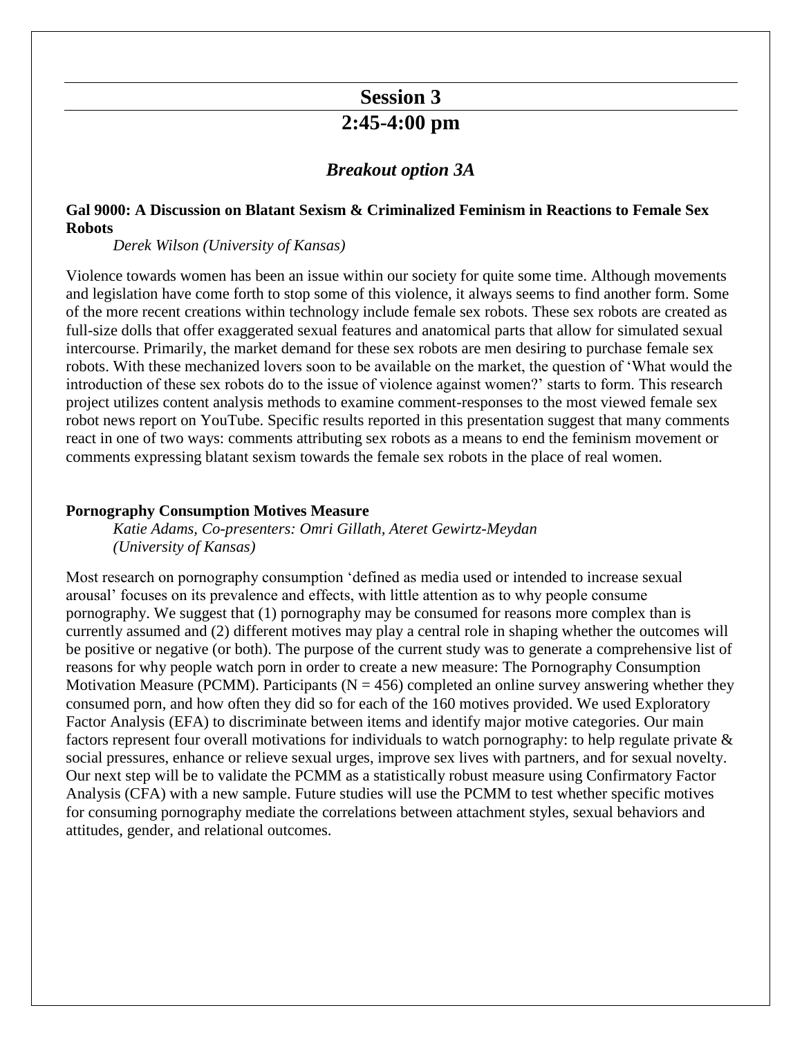# Session 3

# 2:45-4:00 pm

## *Breakout option 3A*

### Gal 9000: A Discussion on Blatant Sexism & Criminalized Feminism in Reactions to Female Sex Robots

*Derek Wilson (University of Kansas)*

Violence towards women has been an issue within our society for quite some time. Although movements and legislation have come forth to stop some of this violence, it always seems to find another form. Some of the more recent creations within technology include female sex robots. These sex robots are created as full-size dolls that offer exaggerated sexual features and anatomical parts that allow for simulated sexual intercourse. Primarily, the market demand for these sex robots are men desiring to purchase female sex robots. With these mechanized lovers soon to be available on the market, the question of 'What would the introduction of these sex robots do to the issue of violence against women?' starts to form. This research project utilizes content analysis methods to examine comment-responses to the most viewed female sex robot news report on YouTube. Specific results reported in this presentation suggest that many comments react in one of two ways: comments attributing sex robots as a means to end the feminism movement or comments expressing blatant sexism towards the female sex robots in the place of real women.

### Pornography Consumption Motives Measure

*Katie Adams, Co-presenters: Omri Gillath, Ateret Gewirtz-Meydan (University of Kansas)*

Most research on pornography consumption 'defined as media used or intended to increase sexual arousal' focuses on its prevalence and effects, with little attention as to why people consume pornography. We suggest that (1) pornography may be consumed for reasons more complex than is currently assumed and (2) different motives may play a central role in shaping whether the outcomes will be positive or negative (or both). The purpose of the current study was to generate a comprehensive list of reasons for why people watch porn in order to create a new measure: The Pornography Consumption Motivation Measure (PCMM). Participants ($N = 456$) completed an online survey answering whether they consumed porn, and how often they did so for each of the 160 motives provided. We used Exploratory Factor Analysis (EFA) to discriminate between items and identify major motive categories. Our main factors represent four overall motivations for individuals to watch pornography: to help regulate private & social pressures, enhance or relieve sexual urges, improve sex lives with partners, and for sexual novelty. Our next step will be to validate the PCMM as a statistically robust measure using Confirmatory Factor Analysis (CFA) with a new sample. Future studies will use the PCMM to test whether specific motives for consuming pornography mediate the correlations between attachment styles, sexual behaviors and attitudes, gender, and relational outcomes.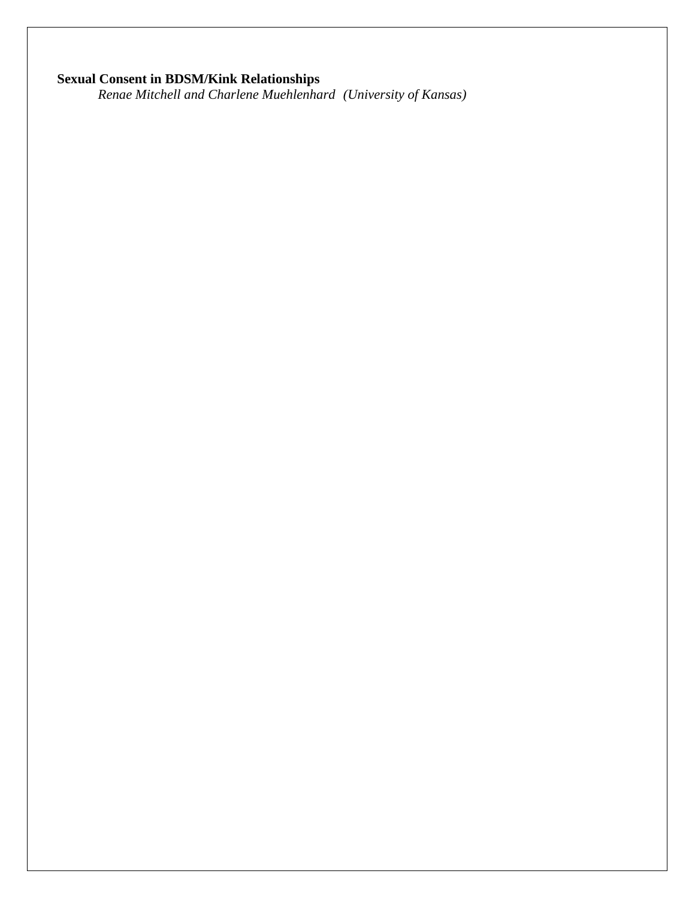**Sexual Consent in BDSM/Kink Relationships**

*Renae Mitchell and Charlene Muehlenhard (University of Kansas)*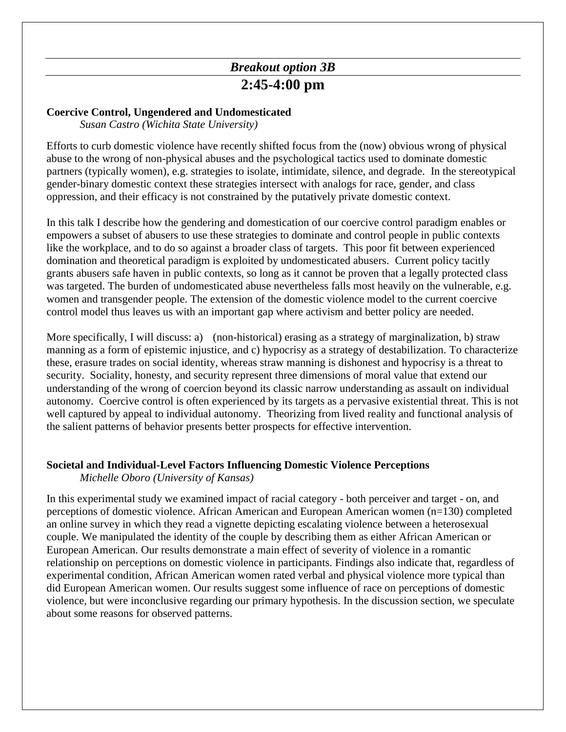## *Breakout option 3B*

## 2:45-4:00 pm

**Coercive Control, Ungendered and Undomesticated**
*Susan Castro (Wichita State University)*

Efforts to curb domestic violence have recently shifted focus from the (now) obvious wrong of physical abuse to the wrong of non-physical abuses and the psychological tactics used to dominate domestic partners (typically women), e.g. strategies to isolate, intimidate, silence, and degrade. In the stereotypical gender-binary domestic context these strategies intersect with analogs for race, gender, and class oppression, and their efficacy is not constrained by the putatively private domestic context.

In this talk I describe how the gendering and domestication of our coercive control paradigm enables or empowers a subset of abusers to use these strategies to dominate and control people in public contexts like the workplace, and to do so against a broader class of targets. This poor fit between experienced domination and theoretical paradigm is exploited by undomesticated abusers. Current policy tacitly grants abusers safe haven in public contexts, so long as it cannot be proven that a legally protected class was targeted. The burden of undomesticated abuse nevertheless falls most heavily on the vulnerable, e.g. women and transgender people. The extension of the domestic violence model to the current coercive control model thus leaves us with an important gap where activism and better policy are needed.

More specifically, I will discuss: a) (non-historical) erasing as a strategy of marginalization, b) straw manning as a form of epistemic injustice, and c) hypocrisy as a strategy of destabilization. To characterize these, erasure trades on social identity, whereas straw manning is dishonest and hypocrisy is a threat to security. Sociality, honesty, and security represent three dimensions of moral value that extend our understanding of the wrong of coercion beyond its classic narrow understanding as assault on individual autonomy. Coercive control is often experienced by its targets as a pervasive existential threat. This is not well captured by appeal to individual autonomy. Theorizing from lived reality and functional analysis of the salient patterns of behavior presents better prospects for effective intervention.

**Societal and Individual-Level Factors Influencing Domestic Violence Perceptions**
*Michelle Oboro (University of Kansas)*

In this experimental study we examined impact of racial category - both perceiver and target - on, and perceptions of domestic violence. African American and European American women (n=130) completed an online survey in which they read a vignette depicting escalating violence between a heterosexual couple. We manipulated the identity of the couple by describing them as either African American or European American. Our results demonstrate a main effect of severity of violence in a romantic relationship on perceptions on domestic violence in participants. Findings also indicate that, regardless of experimental condition, African American women rated verbal and physical violence more typical than did European American women. Our results suggest some influence of race on perceptions of domestic violence, but were inconclusive regarding our primary hypothesis. In the discussion section, we speculate about some reasons for observed patterns.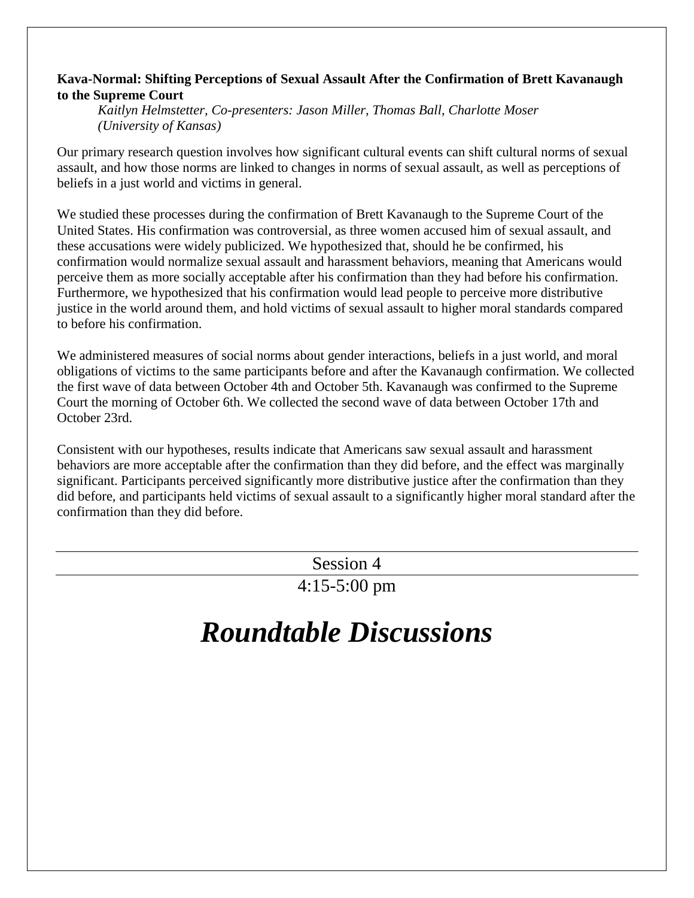**Kava-Normal: Shifting Perceptions of Sexual Assault After the Confirmation of Brett Kavanaugh to the Supreme Court**

*Kaitlyn Helmstetter, Co-presenters: Jason Miller, Thomas Ball, Charlotte Moser (University of Kansas)*

Our primary research question involves how significant cultural events can shift cultural norms of sexual assault, and how those norms are linked to changes in norms of sexual assault, as well as perceptions of beliefs in a just world and victims in general.

We studied these processes during the confirmation of Brett Kavanaugh to the Supreme Court of the United States. His confirmation was controversial, as three women accused him of sexual assault, and these accusations were widely publicized. We hypothesized that, should he be confirmed, his confirmation would normalize sexual assault and harassment behaviors, meaning that Americans would perceive them as more socially acceptable after his confirmation than they had before his confirmation. Furthermore, we hypothesized that his confirmation would lead people to perceive more distributive justice in the world around them, and hold victims of sexual assault to higher moral standards compared to before his confirmation.

We administered measures of social norms about gender interactions, beliefs in a just world, and moral obligations of victims to the same participants before and after the Kavanaugh confirmation. We collected the first wave of data between October 4th and October 5th. Kavanaugh was confirmed to the Supreme Court the morning of October 6th. We collected the second wave of data between October 17th and October 23rd.

Consistent with our hypotheses, results indicate that Americans saw sexual assault and harassment behaviors are more acceptable after the confirmation than they did before, and the effect was marginally significant. Participants perceived significantly more distributive justice after the confirmation than they did before, and participants held victims of sexual assault to a significantly higher moral standard after the confirmation than they did before.

---

Session 4

4:15-5:00 pm

# *Roundtable Discussions*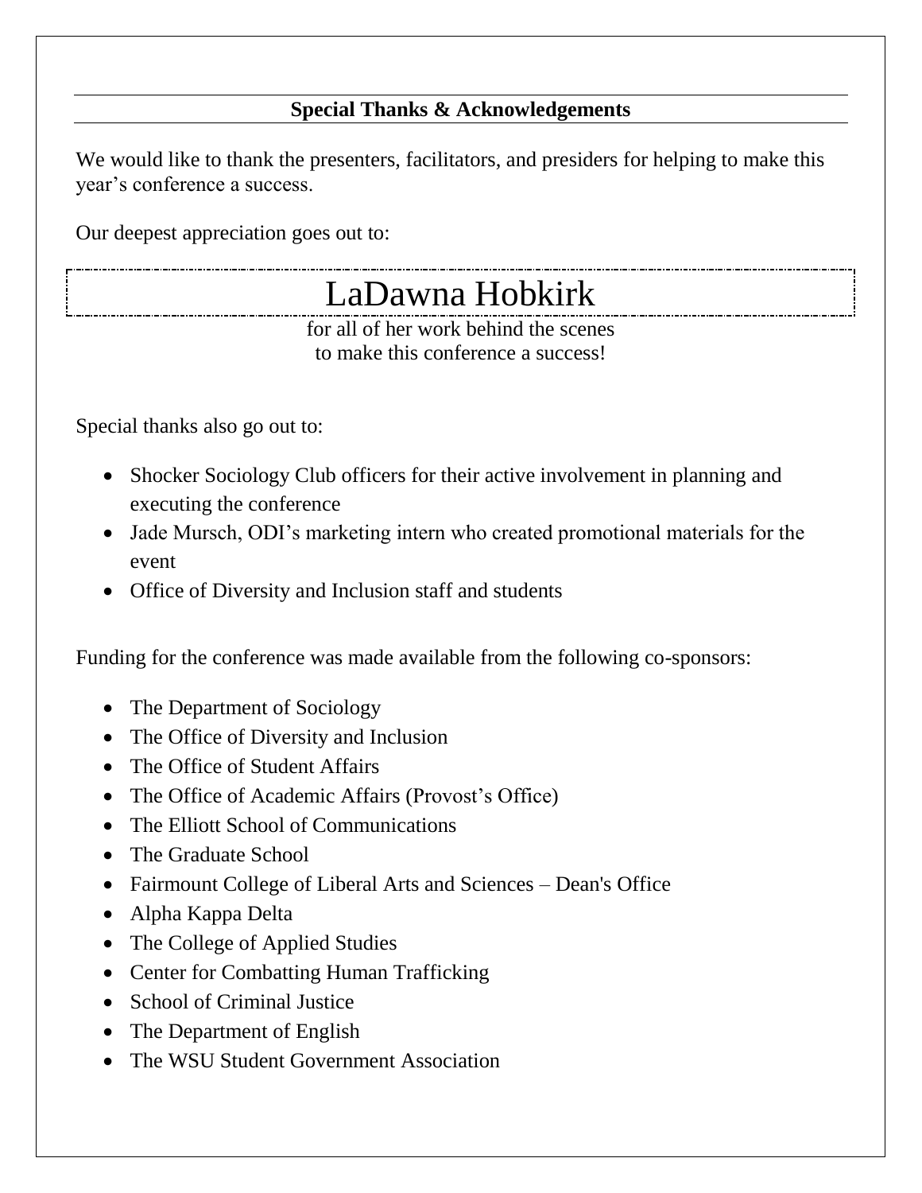## Special Thanks & Acknowledgements

We would like to thank the presenters, facilitators, and presiders for helping to make this year's conference a success.

Our deepest appreciation goes out to:

# LaDawna Hobkirk

for all of her work behind the scenes
to make this conference a success!

Special thanks also go out to:

- Shocker Sociology Club officers for their active involvement in planning and executing the conference
- Jade Mursch, ODI's marketing intern who created promotional materials for the event
- Office of Diversity and Inclusion staff and students

Funding for the conference was made available from the following co-sponsors:

- The Department of Sociology
- The Office of Diversity and Inclusion
- The Office of Student Affairs
- The Office of Academic Affairs (Provost's Office)
- The Elliott School of Communications
- The Graduate School
- Fairmount College of Liberal Arts and Sciences – Dean's Office
- Alpha Kappa Delta
- The College of Applied Studies
- Center for Combatting Human Trafficking
- School of Criminal Justice
- The Department of English
- The WSU Student Government Association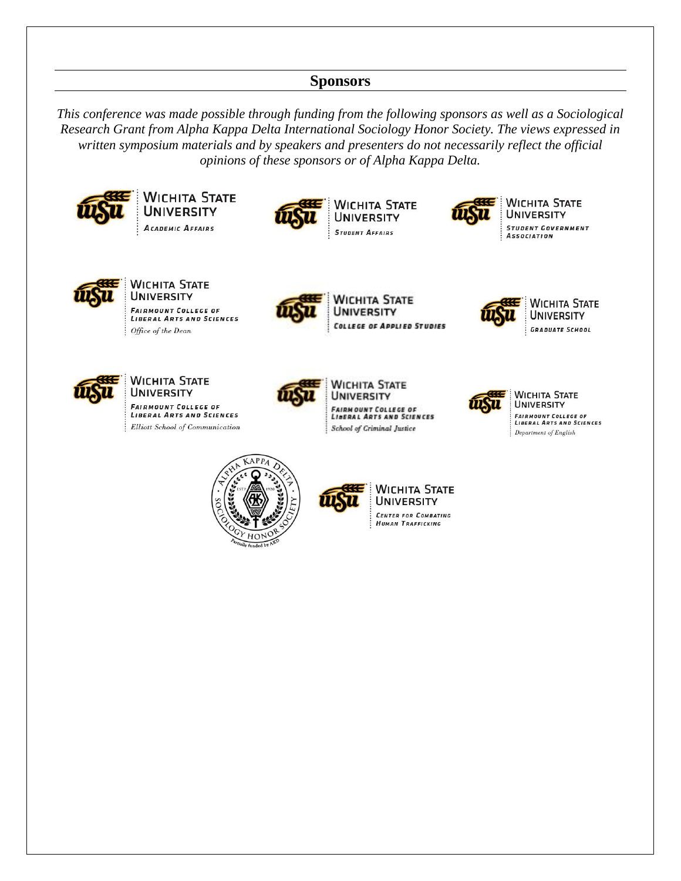## Sponsors

*This conference was made possible through funding from the following sponsors as well as a Sociological Research Grant from Alpha Kappa Delta International Sociology Honor Society. The views expressed in written symposium materials and by speakers and presenters do not necessarily reflect the official opinions of these sponsors or of Alpha Kappa Delta.*

Wichita State University
Academic Affairs

Wichita State University
Student Affairs

Wichita State University
Student Government Association

Wichita State University
Fairmount College of Liberal Arts and Sciences
Office of the Dean

Wichita State University
College of Applied Studies

Wichita State University
Graduate School

Wichita State University
Fairmount College of Liberal Arts and Sciences
Elliott School of Communication

Wichita State University
Fairmount College of Liberal Arts and Sciences
School of Criminal Justice

Wichita State University
Fairmount College of Liberal Arts and Sciences
Department of English

Alpha Kappa Delta Sociology Honor Society
ESTD 1920
Partially funded by AKD

Wichita State University
Center for Combating Human Trafficking